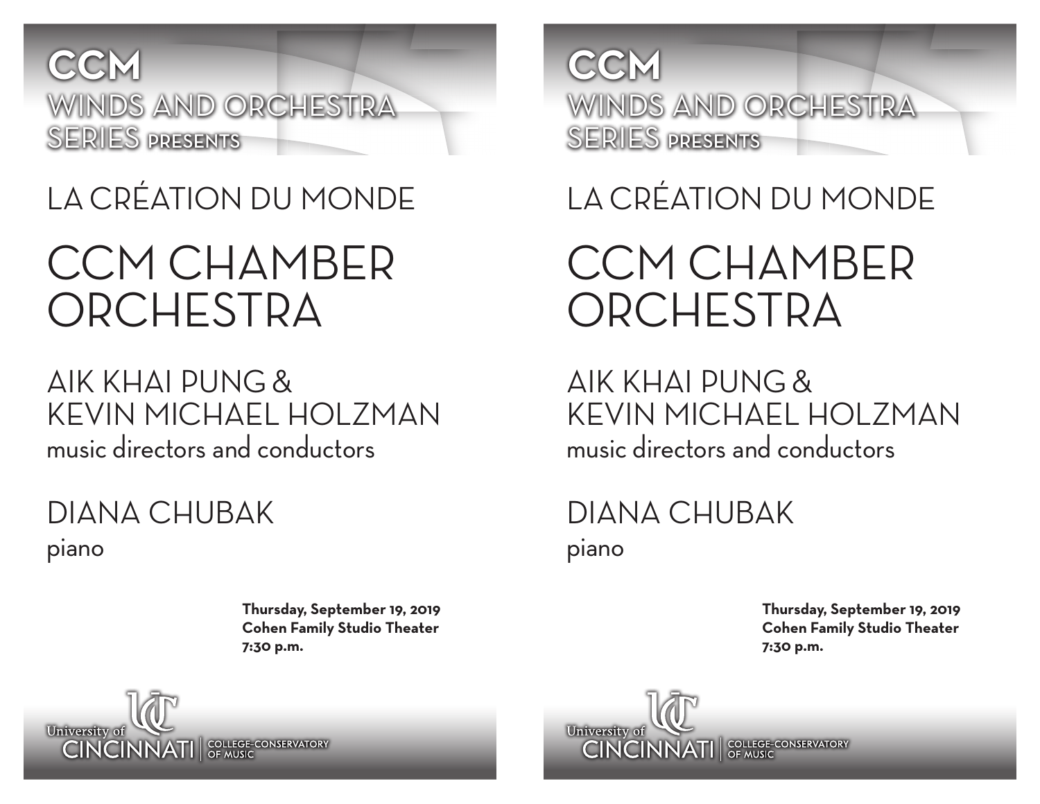**CCM**
WINDS AND ORCHESTRA
SERIES PRESENTS

# LA CRÉATION DU MONDE

# CCM CHAMBER ORCHESTRA

## AIK KHAI PUNG & KEVIN MICHAEL HOLZMAN
music directors and conductors

## DIANA CHUBAK
piano

**Thursday, September 19, 2019**
**Cohen Family Studio Theater**
**7:30 p.m.**

University of CINCINNATI | COLLEGE-CONSERVATORY OF MUSIC

**CCM**
WINDS AND ORCHESTRA
SERIES PRESENTS

# LA CRÉATION DU MONDE

# CCM CHAMBER ORCHESTRA

## AIK KHAI PUNG & KEVIN MICHAEL HOLZMAN
music directors and conductors

## DIANA CHUBAK
piano

**Thursday, September 19, 2019**
**Cohen Family Studio Theater**
**7:30 p.m.**

University of CINCINNATI | COLLEGE-CONSERVATORY OF MUSIC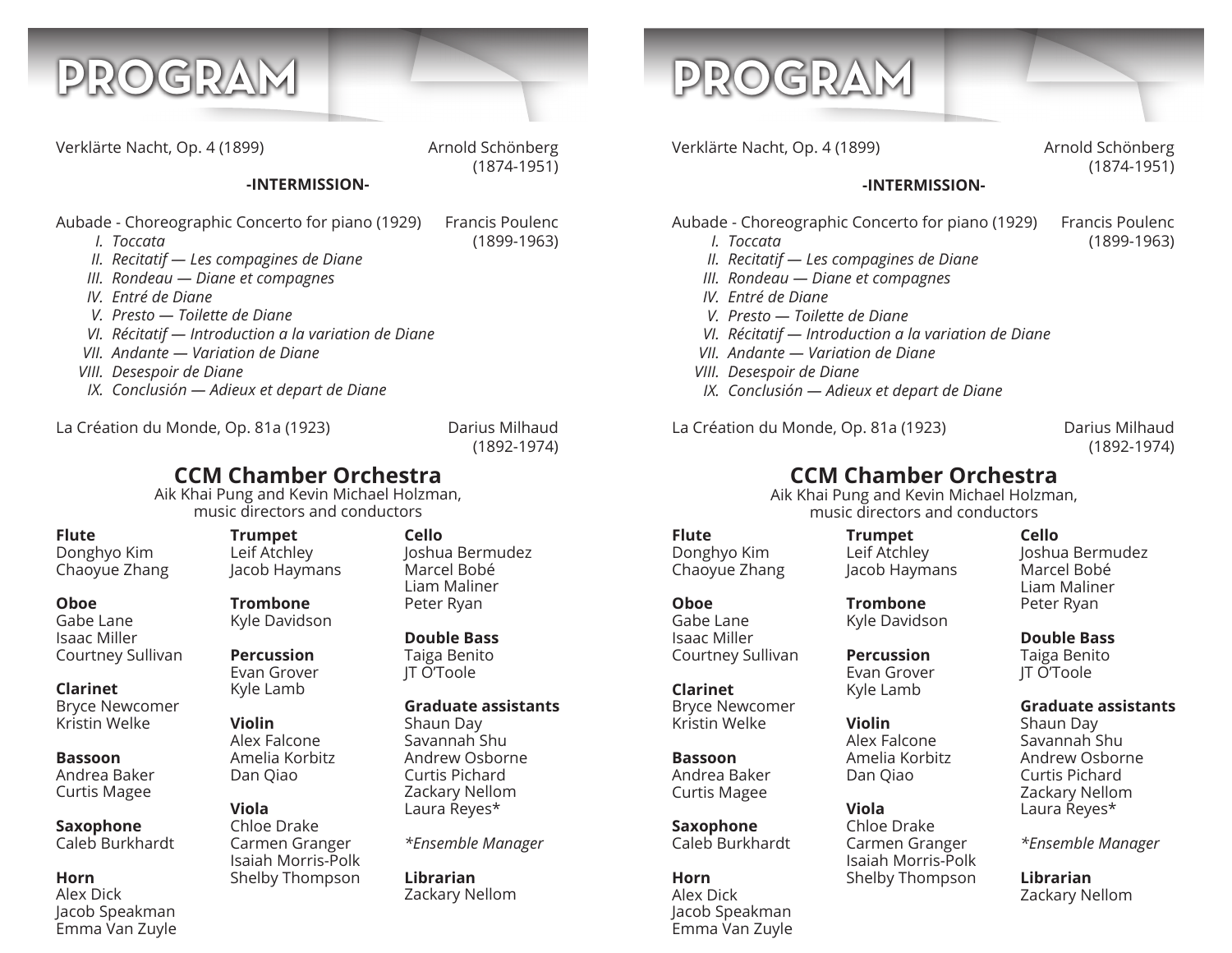# PROGRAM

Verklärte Nacht, Op. 4 (1899) — Arnold Schönberg (1874-1951)

**-INTERMISSION-**

Aubade - Choreographic Concerto for piano (1929) — Francis Poulenc (1899-1963)

*I. Toccata*
*II. Recitatif — Les compagines de Diane*
*III. Rondeau — Diane et compagnes*
*IV. Entré de Diane*
*V. Presto — Toilette de Diane*
*VI. Récitatif — Introduction a la variation de Diane*
*VII. Andante — Variation de Diane*
*VIII. Desespoir de Diane*
*IX. Conclusión — Adieux et depart de Diane*

La Création du Monde, Op. 81a (1923) — Darius Milhaud (1892-1974)

## CCM Chamber Orchestra

Aik Khai Pung and Kevin Michael Holzman,
music directors and conductors

**Flute**
Donghyo Kim
Chaoyue Zhang

**Oboe**
Gabe Lane
Isaac Miller
Courtney Sullivan

**Clarinet**
Bryce Newcomer
Kristin Welke

**Bassoon**
Andrea Baker
Curtis Magee

**Saxophone**
Caleb Burkhardt

**Horn**
Alex Dick
Jacob Speakman
Emma Van Zuyle

**Trumpet**
Leif Atchley
Jacob Haymans

**Trombone**
Kyle Davidson

**Percussion**
Evan Grover
Kyle Lamb

**Violin**
Alex Falcone
Amelia Korbitz
Dan Qiao

**Viola**
Chloe Drake
Carmen Granger
Isaiah Morris-Polk
Shelby Thompson

**Cello**
Joshua Bermudez
Marcel Bobé
Liam Maliner
Peter Ryan

**Double Bass**
Taiga Benito
JT O'Toole

**Graduate assistants**
Shaun Day
Savannah Shu
Andrew Osborne
Curtis Pichard
Zackary Nellom
Laura Reyes*

*\*Ensemble Manager*

**Librarian**
Zackary Nellom